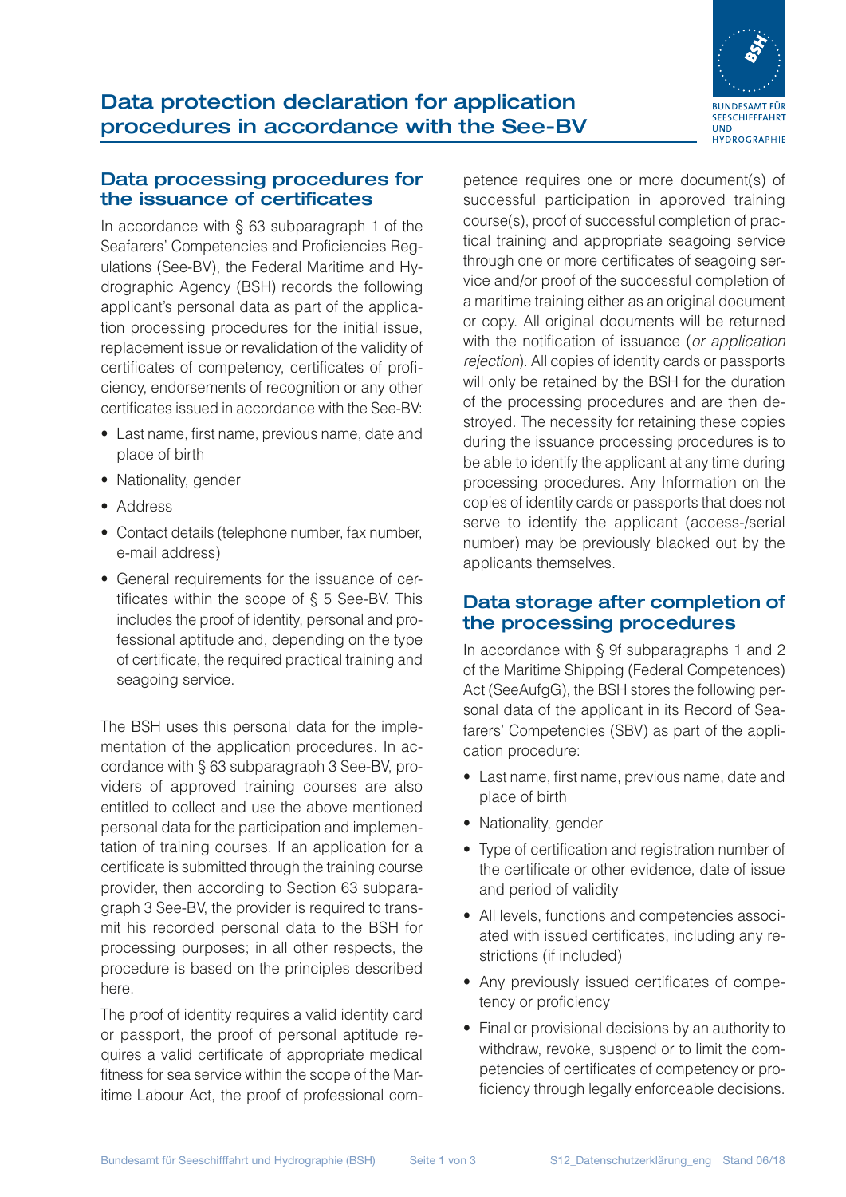# Data protection declaration for application procedures in accordance with the See-BV

## Data processing procedures for the issuance of certificates

In accordance with § 63 subparagraph 1 of the Seafarers' Competencies and Proficiencies Regulations (See-BV), the Federal Maritime and Hydrographic Agency (BSH) records the following applicant's personal data as part of the application processing procedures for the initial issue, replacement issue or revalidation of the validity of certificates of competency, certificates of proficiency, endorsements of recognition or any other certificates issued in accordance with the See-BV:

- Last name, first name, previous name, date and place of birth
- Nationality, gender
- Address
- Contact details (telephone number, fax number, e-mail address)
- General requirements for the issuance of certificates within the scope of § 5 See-BV. This includes the proof of identity, personal and professional aptitude and, depending on the type of certificate, the required practical training and seagoing service.

The BSH uses this personal data for the implementation of the application procedures. In accordance with § 63 subparagraph 3 See-BV, providers of approved training courses are also entitled to collect and use the above mentioned personal data for the participation and implementation of training courses. If an application for a certificate is submitted through the training course provider, then according to Section 63 subparagraph 3 See-BV, the provider is required to transmit his recorded personal data to the BSH for processing purposes; in all other respects, the procedure is based on the principles described here.

The proof of identity requires a valid identity card or passport, the proof of personal aptitude requires a valid certificate of appropriate medical fitness for sea service within the scope of the Maritime Labour Act, the proof of professional competence requires one or more document(s) of successful participation in approved training course(s), proof of successful completion of practical training and appropriate seagoing service through one or more certificates of seagoing service and/or proof of the successful completion of a maritime training either as an original document or copy. All original documents will be returned with the notification of issuance (*or application rejection*). All copies of identity cards or passports will only be retained by the BSH for the duration of the processing procedures and are then destroyed. The necessity for retaining these copies during the issuance processing procedures is to be able to identify the applicant at any time during processing procedures. Any Information on the copies of identity cards or passports that does not serve to identify the applicant (access-/serial number) may be previously blacked out by the applicants themselves.

## Data storage after completion of the processing procedures

In accordance with § 9f subparagraphs 1 and 2 of the Maritime Shipping (Federal Competences) Act (SeeAufgG), the BSH stores the following personal data of the applicant in its Record of Seafarers' Competencies (SBV) as part of the application procedure:

- Last name, first name, previous name, date and place of birth
- Nationality, gender
- Type of certification and registration number of the certificate or other evidence, date of issue and period of validity
- All levels, functions and competencies associated with issued certificates, including any restrictions (if included)
- Any previously issued certificates of competency or proficiency
- Final or provisional decisions by an authority to withdraw, revoke, suspend or to limit the competencies of certificates of competency or proficiency through legally enforceable decisions.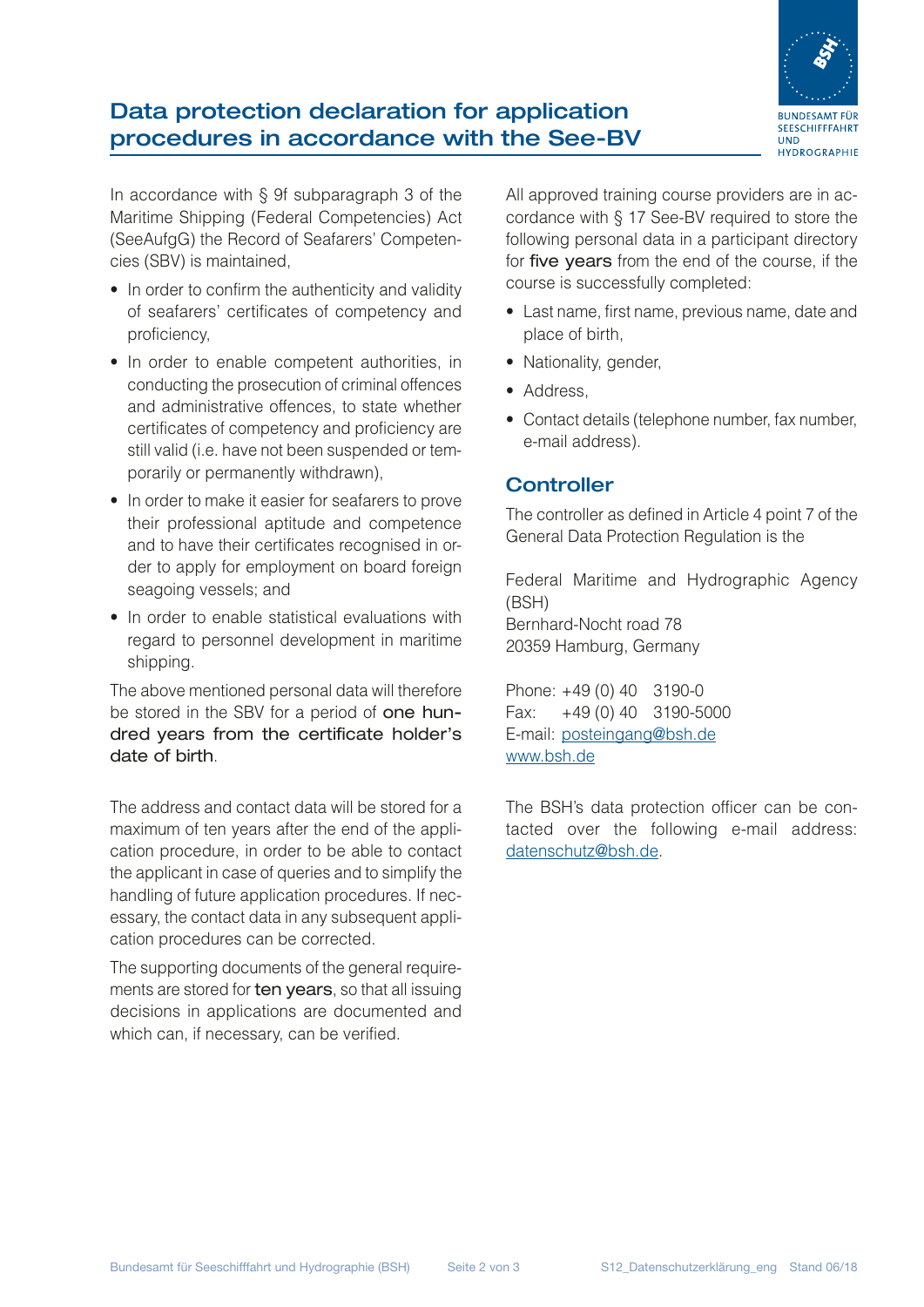# Data protection declaration for application procedures in accordance with the See-BV

In accordance with § 9f subparagraph 3 of the Maritime Shipping (Federal Competencies) Act (SeeAufgG) the Record of Seafarers' Competencies (SBV) is maintained,

- In order to confirm the authenticity and validity of seafarers' certificates of competency and proficiency,
- In order to enable competent authorities, in conducting the prosecution of criminal offences and administrative offences, to state whether certificates of competency and proficiency are still valid (i.e. have not been suspended or temporarily or permanently withdrawn),
- In order to make it easier for seafarers to prove their professional aptitude and competence and to have their certificates recognised in order to apply for employment on board foreign seagoing vessels; and
- In order to enable statistical evaluations with regard to personnel development in maritime shipping.

The above mentioned personal data will therefore be stored in the SBV for a period of **one hundred years from the certificate holder's date of birth**.

The address and contact data will be stored for a maximum of ten years after the end of the application procedure, in order to be able to contact the applicant in case of queries and to simplify the handling of future application procedures. If necessary, the contact data in any subsequent application procedures can be corrected.

The supporting documents of the general requirements are stored for **ten years**, so that all issuing decisions in applications are documented and which can, if necessary, can be verified.

All approved training course providers are in accordance with § 17 See-BV required to store the following personal data in a participant directory for **five years** from the end of the course, if the course is successfully completed:

- Last name, first name, previous name, date and place of birth,
- Nationality, gender,
- Address,
- Contact details (telephone number, fax number, e-mail address).

## Controller

The controller as defined in Article 4 point 7 of the General Data Protection Regulation is the

Federal Maritime and Hydrographic Agency (BSH)
Bernhard-Nocht road 78
20359 Hamburg, Germany

Phone: +49 (0) 40 3190-0
Fax: +49 (0) 40 3190-5000
E-mail: posteingang@bsh.de
www.bsh.de

The BSH's data protection officer can be contacted over the following e-mail address: datenschutz@bsh.de.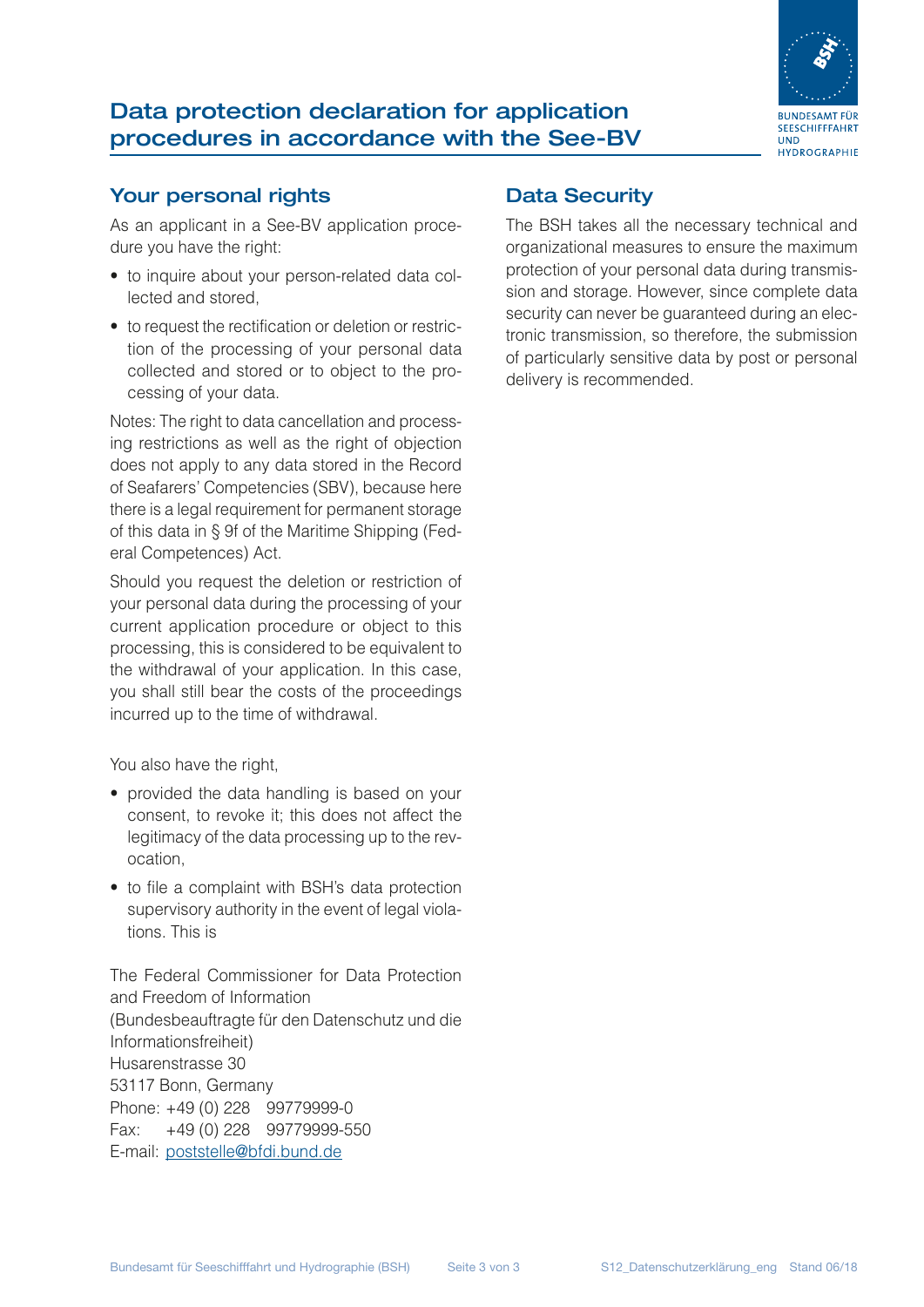# Data protection declaration for application procedures in accordance with the See-BV

## Your personal rights

As an applicant in a See-BV application procedure you have the right:

- to inquire about your person-related data collected and stored,
- to request the rectification or deletion or restriction of the processing of your personal data collected and stored or to object to the processing of your data.

Notes: The right to data cancellation and processing restrictions as well as the right of objection does not apply to any data stored in the Record of Seafarers' Competencies (SBV), because here there is a legal requirement for permanent storage of this data in § 9f of the Maritime Shipping (Federal Competences) Act.

Should you request the deletion or restriction of your personal data during the processing of your current application procedure or object to this processing, this is considered to be equivalent to the withdrawal of your application. In this case, you shall still bear the costs of the proceedings incurred up to the time of withdrawal.

You also have the right,

- provided the data handling is based on your consent, to revoke it; this does not affect the legitimacy of the data processing up to the revocation,
- to file a complaint with BSH's data protection supervisory authority in the event of legal violations. This is

The Federal Commissioner for Data Protection and Freedom of Information
(Bundesbeauftragte für den Datenschutz und die Informationsfreiheit)
Husarenstrasse 30
53117 Bonn, Germany
Phone: +49 (0) 228 99779999-0
Fax: +49 (0) 228 99779999-550
E-mail: poststelle@bfdi.bund.de

## Data Security

The BSH takes all the necessary technical and organizational measures to ensure the maximum protection of your personal data during transmission and storage. However, since complete data security can never be guaranteed during an electronic transmission, so therefore, the submission of particularly sensitive data by post or personal delivery is recommended.